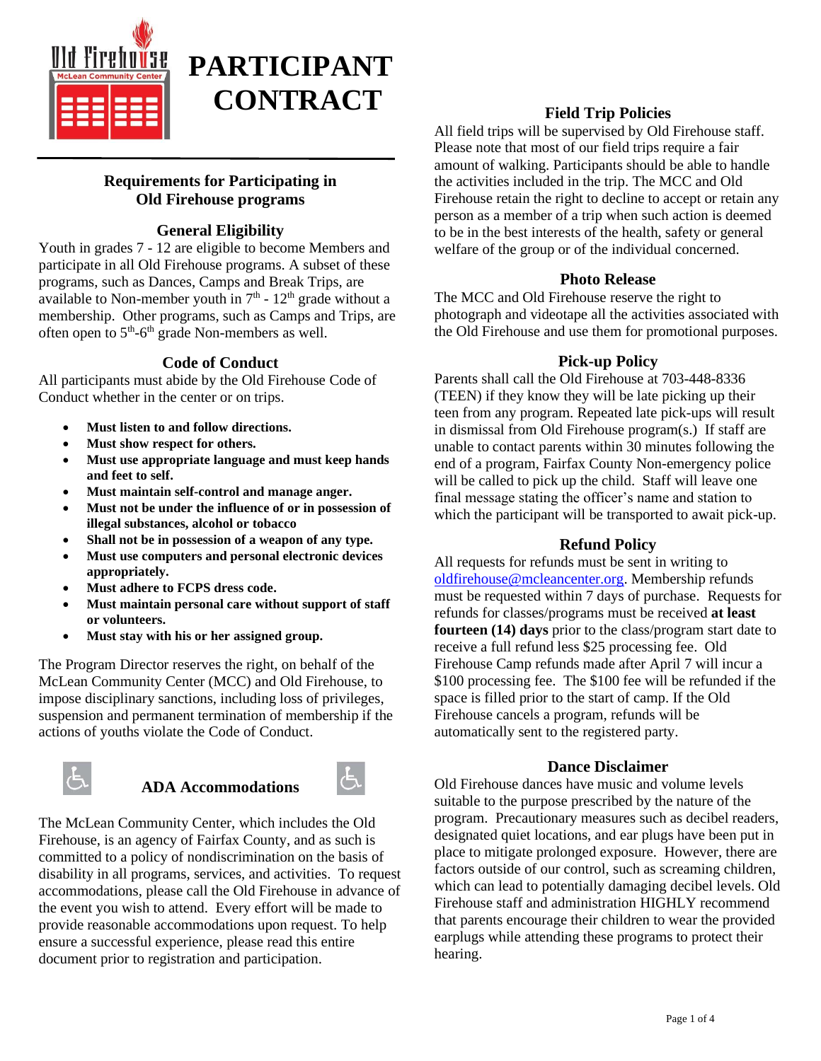# PARTICIPANT CONTRACT

## Requirements for Participating in Old Firehouse programs

### General Eligibility

Youth in grades 7 - 12 are eligible to become Members and participate in all Old Firehouse programs. A subset of these programs, such as Dances, Camps and Break Trips, are available to Non-member youth in 7th - 12th grade without a membership. Other programs, such as Camps and Trips, are often open to 5th-6th grade Non-members as well.

### Code of Conduct

All participants must abide by the Old Firehouse Code of Conduct whether in the center or on trips.

- **Must listen to and follow directions.**
- **Must show respect for others.**
- **Must use appropriate language and must keep hands and feet to self.**
- **Must maintain self-control and manage anger.**
- **Must not be under the influence of or in possession of illegal substances, alcohol or tobacco**
- **Shall not be in possession of a weapon of any type.**
- **Must use computers and personal electronic devices appropriately.**
- **Must adhere to FCPS dress code.**
- **Must maintain personal care without support of staff or volunteers.**
- **Must stay with his or her assigned group.**

The Program Director reserves the right, on behalf of the McLean Community Center (MCC) and Old Firehouse, to impose disciplinary sanctions, including loss of privileges, suspension and permanent termination of membership if the actions of youths violate the Code of Conduct.

### ADA Accommodations

The McLean Community Center, which includes the Old Firehouse, is an agency of Fairfax County, and as such is committed to a policy of nondiscrimination on the basis of disability in all programs, services, and activities. To request accommodations, please call the Old Firehouse in advance of the event you wish to attend. Every effort will be made to provide reasonable accommodations upon request. To help ensure a successful experience, please read this entire document prior to registration and participation.

### Field Trip Policies

All field trips will be supervised by Old Firehouse staff. Please note that most of our field trips require a fair amount of walking. Participants should be able to handle the activities included in the trip. The MCC and Old Firehouse retain the right to decline to accept or retain any person as a member of a trip when such action is deemed to be in the best interests of the health, safety or general welfare of the group or of the individual concerned.

### Photo Release

The MCC and Old Firehouse reserve the right to photograph and videotape all the activities associated with the Old Firehouse and use them for promotional purposes.

### Pick-up Policy

Parents shall call the Old Firehouse at 703-448-8336 (TEEN) if they know they will be late picking up their teen from any program. Repeated late pick-ups will result in dismissal from Old Firehouse program(s.) If staff are unable to contact parents within 30 minutes following the end of a program, Fairfax County Non-emergency police will be called to pick up the child. Staff will leave one final message stating the officer's name and station to which the participant will be transported to await pick-up.

### Refund Policy

All requests for refunds must be sent in writing to oldfirehouse@mcleancenter.org. Membership refunds must be requested within 7 days of purchase. Requests for refunds for classes/programs must be received **at least fourteen (14) days** prior to the class/program start date to receive a full refund less $25 processing fee. Old Firehouse Camp refunds made after April 7 will incur a $100 processing fee. The $100 fee will be refunded if the space is filled prior to the start of camp. If the Old Firehouse cancels a program, refunds will be automatically sent to the registered party.

### Dance Disclaimer

Old Firehouse dances have music and volume levels suitable to the purpose prescribed by the nature of the program. Precautionary measures such as decibel readers, designated quiet locations, and ear plugs have been put in place to mitigate prolonged exposure. However, there are factors outside of our control, such as screaming children, which can lead to potentially damaging decibel levels. Old Firehouse staff and administration HIGHLY recommend that parents encourage their children to wear the provided earplugs while attending these programs to protect their hearing.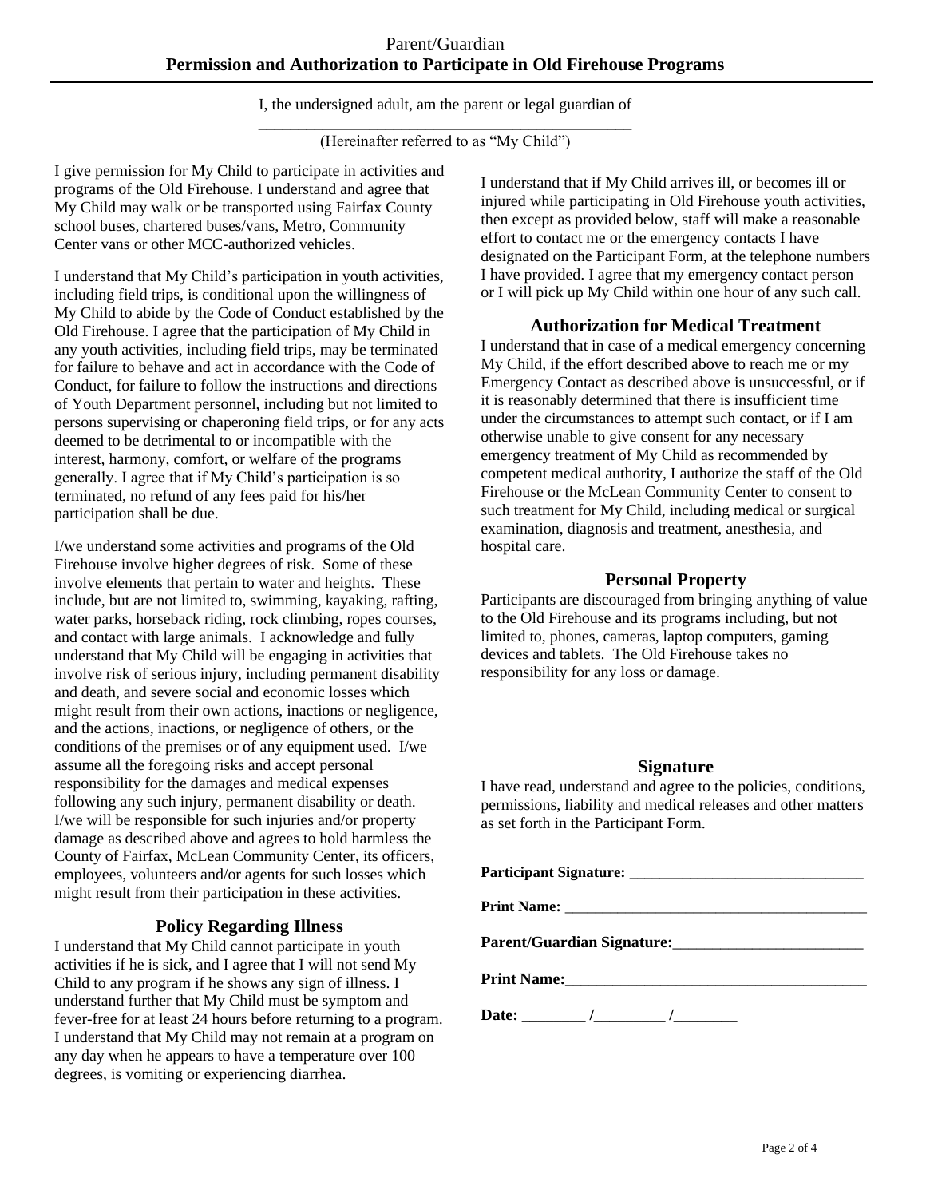Parent/Guardian

# Permission and Authorization to Participate in Old Firehouse Programs

I, the undersigned adult, am the parent or legal guardian of

_______________________________________________

(Hereinafter referred to as "My Child")

I give permission for My Child to participate in activities and programs of the Old Firehouse. I understand and agree that My Child may walk or be transported using Fairfax County school buses, chartered buses/vans, Metro, Community Center vans or other MCC-authorized vehicles.

I understand that My Child's participation in youth activities, including field trips, is conditional upon the willingness of My Child to abide by the Code of Conduct established by the Old Firehouse. I agree that the participation of My Child in any youth activities, including field trips, may be terminated for failure to behave and act in accordance with the Code of Conduct, for failure to follow the instructions and directions of Youth Department personnel, including but not limited to persons supervising or chaperoning field trips, or for any acts deemed to be detrimental to or incompatible with the interest, harmony, comfort, or welfare of the programs generally. I agree that if My Child's participation is so terminated, no refund of any fees paid for his/her participation shall be due.

I/we understand some activities and programs of the Old Firehouse involve higher degrees of risk. Some of these involve elements that pertain to water and heights. These include, but are not limited to, swimming, kayaking, rafting, water parks, horseback riding, rock climbing, ropes courses, and contact with large animals. I acknowledge and fully understand that My Child will be engaging in activities that involve risk of serious injury, including permanent disability and death, and severe social and economic losses which might result from their own actions, inactions or negligence, and the actions, inactions, or negligence of others, or the conditions of the premises or of any equipment used. I/we assume all the foregoing risks and accept personal responsibility for the damages and medical expenses following any such injury, permanent disability or death. I/we will be responsible for such injuries and/or property damage as described above and agrees to hold harmless the County of Fairfax, McLean Community Center, its officers, employees, volunteers and/or agents for such losses which might result from their participation in these activities.

## Policy Regarding Illness

I understand that My Child cannot participate in youth activities if he is sick, and I agree that I will not send My Child to any program if he shows any sign of illness. I understand further that My Child must be symptom and fever-free for at least 24 hours before returning to a program. I understand that My Child may not remain at a program on any day when he appears to have a temperature over 100 degrees, is vomiting or experiencing diarrhea.

I understand that if My Child arrives ill, or becomes ill or injured while participating in Old Firehouse youth activities, then except as provided below, staff will make a reasonable effort to contact me or the emergency contacts I have designated on the Participant Form, at the telephone numbers I have provided. I agree that my emergency contact person or I will pick up My Child within one hour of any such call.

## Authorization for Medical Treatment

I understand that in case of a medical emergency concerning My Child, if the effort described above to reach me or my Emergency Contact as described above is unsuccessful, or if it is reasonably determined that there is insufficient time under the circumstances to attempt such contact, or if I am otherwise unable to give consent for any necessary emergency treatment of My Child as recommended by competent medical authority, I authorize the staff of the Old Firehouse or the McLean Community Center to consent to such treatment for My Child, including medical or surgical examination, diagnosis and treatment, anesthesia, and hospital care.

## Personal Property

Participants are discouraged from bringing anything of value to the Old Firehouse and its programs including, but not limited to, phones, cameras, laptop computers, gaming devices and tablets. The Old Firehouse takes no responsibility for any loss or damage.

## Signature

I have read, understand and agree to the policies, conditions, permissions, liability and medical releases and other matters as set forth in the Participant Form.

**Participant Signature:** _______________________________

**Print Name:** _______________________________________

**Parent/Guardian Signature:**_________________________

**Print Name:**_______________________________________

**Date:** ________ /_________ /________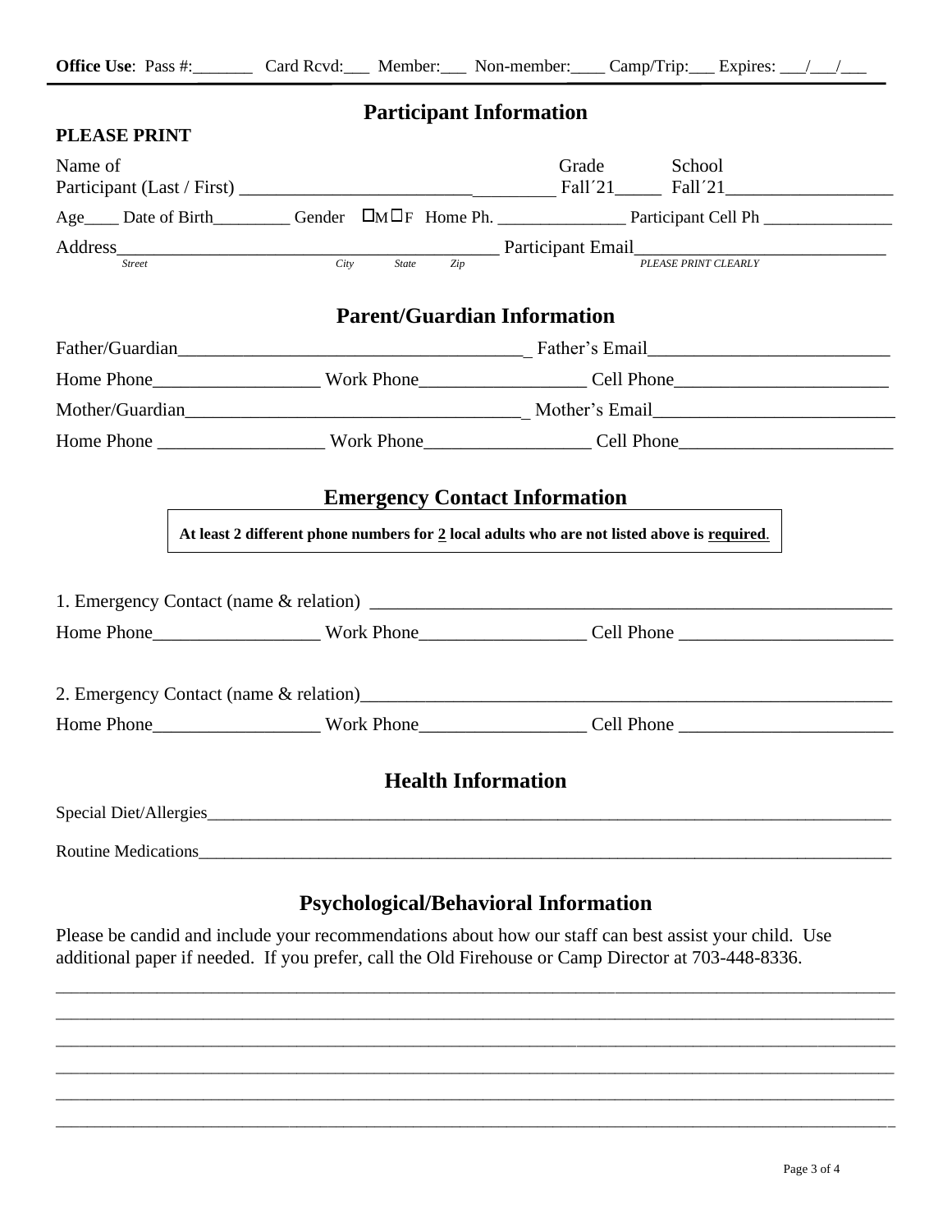**Office Use**: Pass #:_______ Card Rcvd:___ Member:___ Non-member:____ Camp/Trip:___ Expires: ___/___/___

## Participant Information

**PLEASE PRINT**

Name of Participant (Last / First) ___________________________________ Grade Fall´21_____ School Fall´21__________________

Age____ Date of Birth_________ Gender ☐M ☐F Home Ph. _______________ Participant Cell Ph _______________

Address___________________________________________ Participant Email____________________________
*Street City State Zip* *PLEASE PRINT CLEARLY*

## Parent/Guardian Information

Father/Guardian_______________________________________ Father's Email__________________________

Home Phone__________________ Work Phone__________________ Cell Phone_______________________

Mother/Guardian_______________________________________ Mother's Email__________________________

Home Phone __________________ Work Phone__________________ Cell Phone_______________________

## Emergency Contact Information

**At least 2 different phone numbers for 2 local adults who are not listed above is required.**

1. Emergency Contact (name & relation) ________________________________________________________

Home Phone__________________ Work Phone__________________ Cell Phone _______________________

2. Emergency Contact (name & relation)________________________________________________________

Home Phone__________________ Work Phone__________________ Cell Phone _______________________

## Health Information

Special Diet/Allergies_______________________________________________________________________________

Routine Medications________________________________________________________________________________

## Psychological/Behavioral Information

Please be candid and include your recommendations about how our staff can best assist your child. Use additional paper if needed. If you prefer, call the Old Firehouse or Camp Director at 703-448-8336.

____________________________________________________________________________________________
____________________________________________________________________________________________
____________________________________________________________________________________________
____________________________________________________________________________________________
____________________________________________________________________________________________
____________________________________________________________________________________________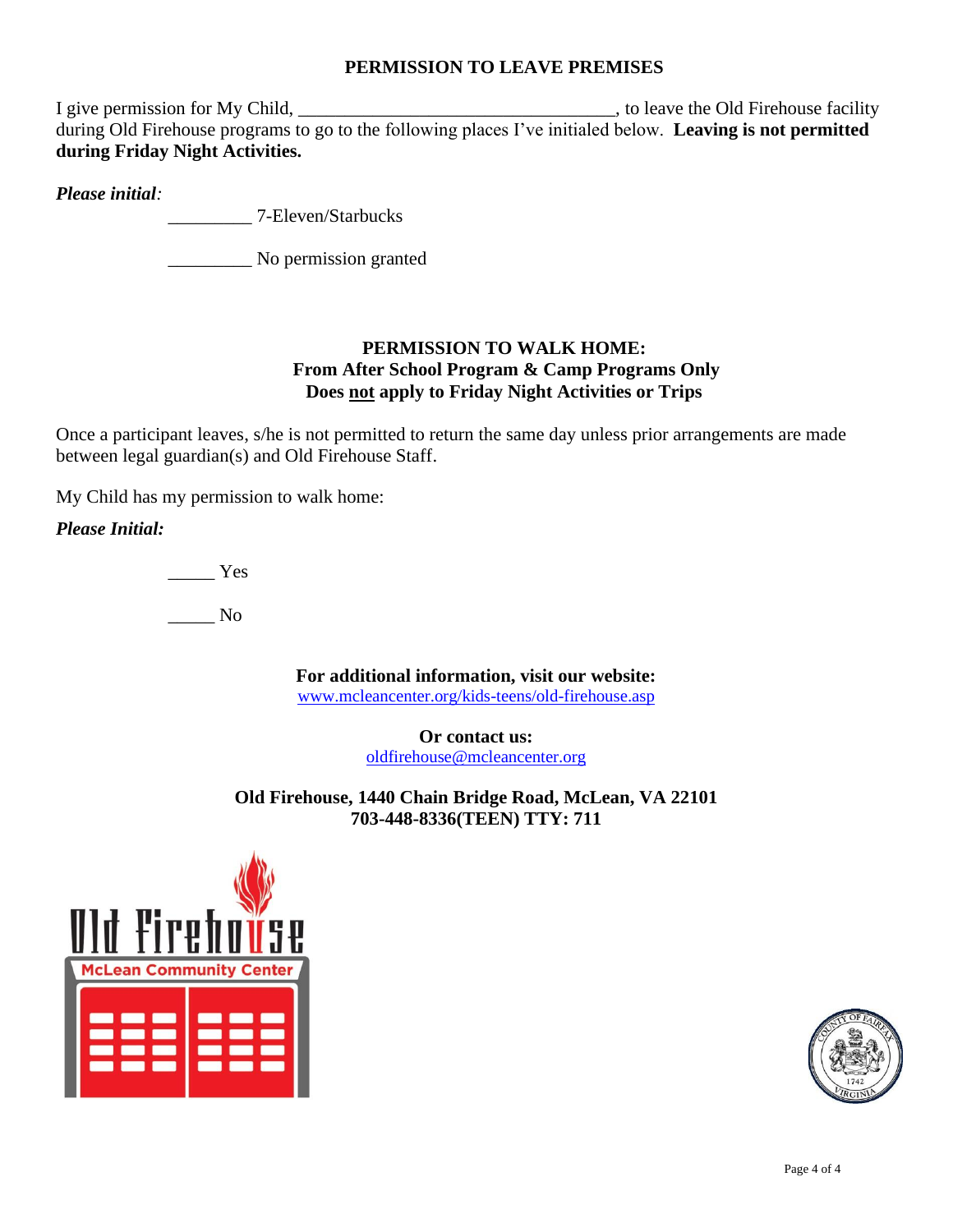## PERMISSION TO LEAVE PREMISES

I give permission for My Child, ________________________________, to leave the Old Firehouse facility during Old Firehouse programs to go to the following places I've initialed below. **Leaving is not permitted during Friday Night Activities.**

***Please initial:***

_________ 7-Eleven/Starbucks

_________ No permission granted

## PERMISSION TO WALK HOME:
**From After School Program & Camp Programs Only**
**Does not apply to Friday Night Activities or Trips**

Once a participant leaves, s/he is not permitted to return the same day unless prior arrangements are made between legal guardian(s) and Old Firehouse Staff.

My Child has my permission to walk home:

***Please Initial:***

_____ Yes

_____ No

**For additional information, visit our website:**
www.mcleancenter.org/kids-teens/old-firehouse.asp

**Or contact us:**
oldfirehouse@mcleancenter.org

**Old Firehouse, 1440 Chain Bridge Road, McLean, VA 22101**
**703-448-8336(TEEN) TTY: 711**